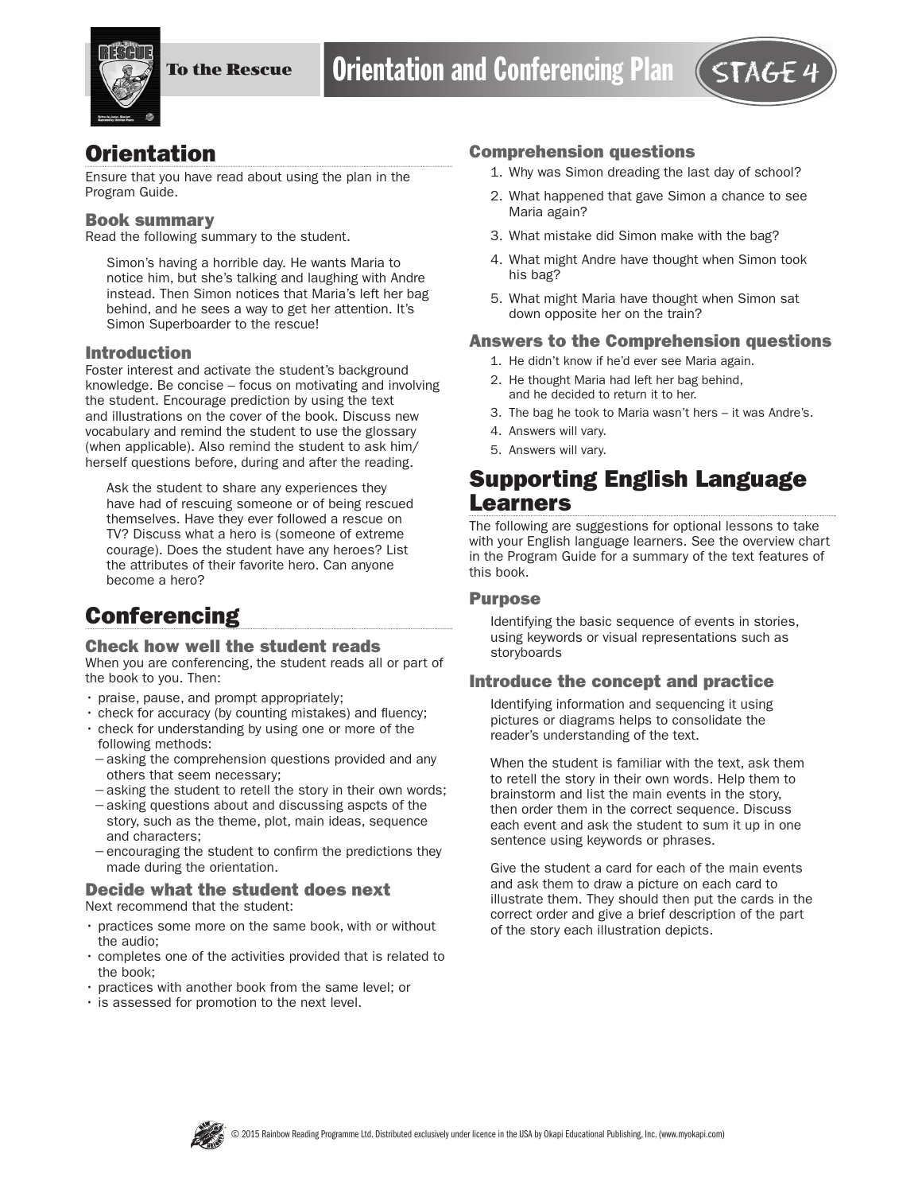# Orientation and Conferencing Plan

To the Rescue — STAGE 4

## Orientation

Ensure that you have read about using the plan in the Program Guide.

### Book summary

Read the following summary to the student.

> Simon's having a horrible day. He wants Maria to notice him, but she's talking and laughing with Andre instead. Then Simon notices that Maria's left her bag behind, and he sees a way to get her attention. It's Simon Superboarder to the rescue!

### Introduction

Foster interest and activate the student's background knowledge. Be concise – focus on motivating and involving the student. Encourage prediction by using the text and illustrations on the cover of the book. Discuss new vocabulary and remind the student to use the glossary (when applicable). Also remind the student to ask him/herself questions before, during and after the reading.

> Ask the student to share any experiences they have had of rescuing someone or of being rescued themselves. Have they ever followed a rescue on TV? Discuss what a hero is (someone of extreme courage). Does the student have any heroes? List the attributes of their favorite hero. Can anyone become a hero?

## Conferencing

### Check how well the student reads

When you are conferencing, the student reads all or part of the book to you. Then:

- praise, pause, and prompt appropriately;
- check for accuracy (by counting mistakes) and fluency;
- check for understanding by using one or more of the following methods:
  - asking the comprehension questions provided and any others that seem necessary;
  - asking the student to retell the story in their own words;
  - asking questions about and discussing aspcts of the story, such as the theme, plot, main ideas, sequence and characters;
  - encouraging the student to confirm the predictions they made during the orientation.

### Decide what the student does next

Next recommend that the student:

- practices some more on the same book, with or without the audio;
- completes one of the activities provided that is related to the book;
- practices with another book from the same level; or
- is assessed for promotion to the next level.

### Comprehension questions

1. Why was Simon dreading the last day of school?
2. What happened that gave Simon a chance to see Maria again?
3. What mistake did Simon make with the bag?
4. What might Andre have thought when Simon took his bag?
5. What might Maria have thought when Simon sat down opposite her on the train?

### Answers to the Comprehension questions

1. He didn't know if he'd ever see Maria again.
2. He thought Maria had left her bag behind, and he decided to return it to her.
3. The bag he took to Maria wasn't hers – it was Andre's.
4. Answers will vary.
5. Answers will vary.

## Supporting English Language Learners

The following are suggestions for optional lessons to take with your English language learners. See the overview chart in the Program Guide for a summary of the text features of this book.

### Purpose

> Identifying the basic sequence of events in stories, using keywords or visual representations such as storyboards

### Introduce the concept and practice

> Identifying information and sequencing it using pictures or diagrams helps to consolidate the reader's understanding of the text.
>
> When the student is familiar with the text, ask them to retell the story in their own words. Help them to brainstorm and list the main events in the story, then order them in the correct sequence. Discuss each event and ask the student to sum it up in one sentence using keywords or phrases.
>
> Give the student a card for each of the main events and ask them to draw a picture on each card to illustrate them. They should then put the cards in the correct order and give a brief description of the part of the story each illustration depicts.

© 2015 Rainbow Reading Programme Ltd. Distributed exclusively under licence in the USA by Okapi Educational Publishing, Inc. (www.myokapi.com)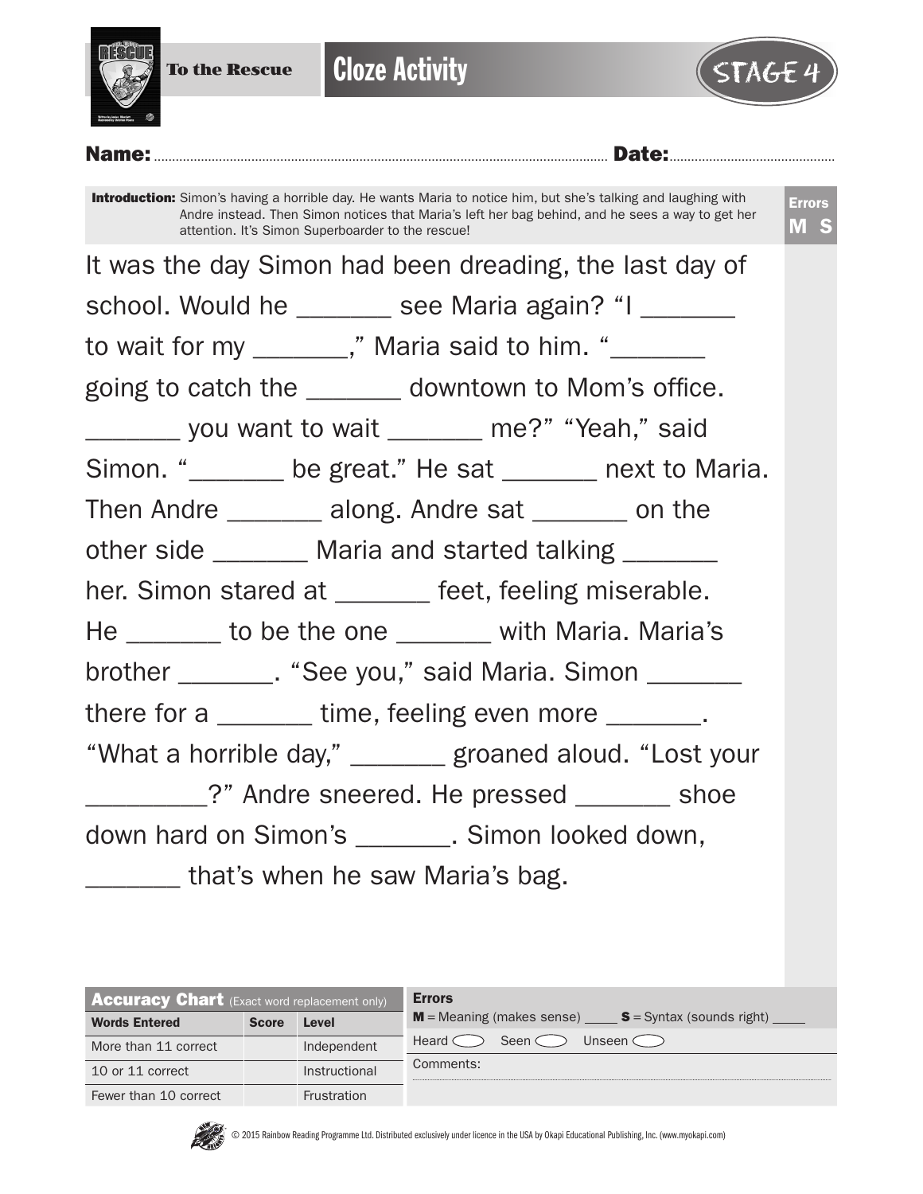**To the Rescue**

# Cloze Activity

STAGE 4

**Name:** ............................................................ **Date:** ............................................

**Introduction:** Simon's having a horrible day. He wants Maria to notice him, but she's talking and laughing with Andre instead. Then Simon notices that Maria's left her bag behind, and he sees a way to get her attention. It's Simon Superboarder to the rescue!

**Errors**
**M S**

It was the day Simon had been dreading, the last day of school. Would he _______ see Maria again? "I _______ to wait for my _______," Maria said to him. "_______ going to catch the _______ downtown to Mom's office. _______ you want to wait _______ me?" "Yeah," said Simon. "_______ be great." He sat _______ next to Maria. Then Andre _______ along. Andre sat _______ on the other side _______ Maria and started talking _______ her. Simon stared at _______ feet, feeling miserable. He _______ to be the one _______ with Maria. Maria's brother _______. "See you," said Maria. Simon _______ there for a _______ time, feeling even more _______. "What a horrible day," _______ groaned aloud. "Lost your _________?" Andre sneered. He pressed _______ shoe down hard on Simon's _______. Simon looked down, _______ that's when he saw Maria's bag.

| **Accuracy Chart** (Exact word replacement only) | | |
|---|---|---|
| **Words Entered** | **Score** | **Level** |
| More than 11 correct | | Independent |
| 10 or 11 correct | | Instructional |
| Fewer than 10 correct | | Frustration |

**Errors**
**M** = Meaning (makes sense) ____ **S** = Syntax (sounds right) ____

Heard ◯ Seen ◯ Unseen ◯

Comments:

© 2015 Rainbow Reading Programme Ltd. Distributed exclusively under licence in the USA by Okapi Educational Publishing, Inc. (www.myokapi.com)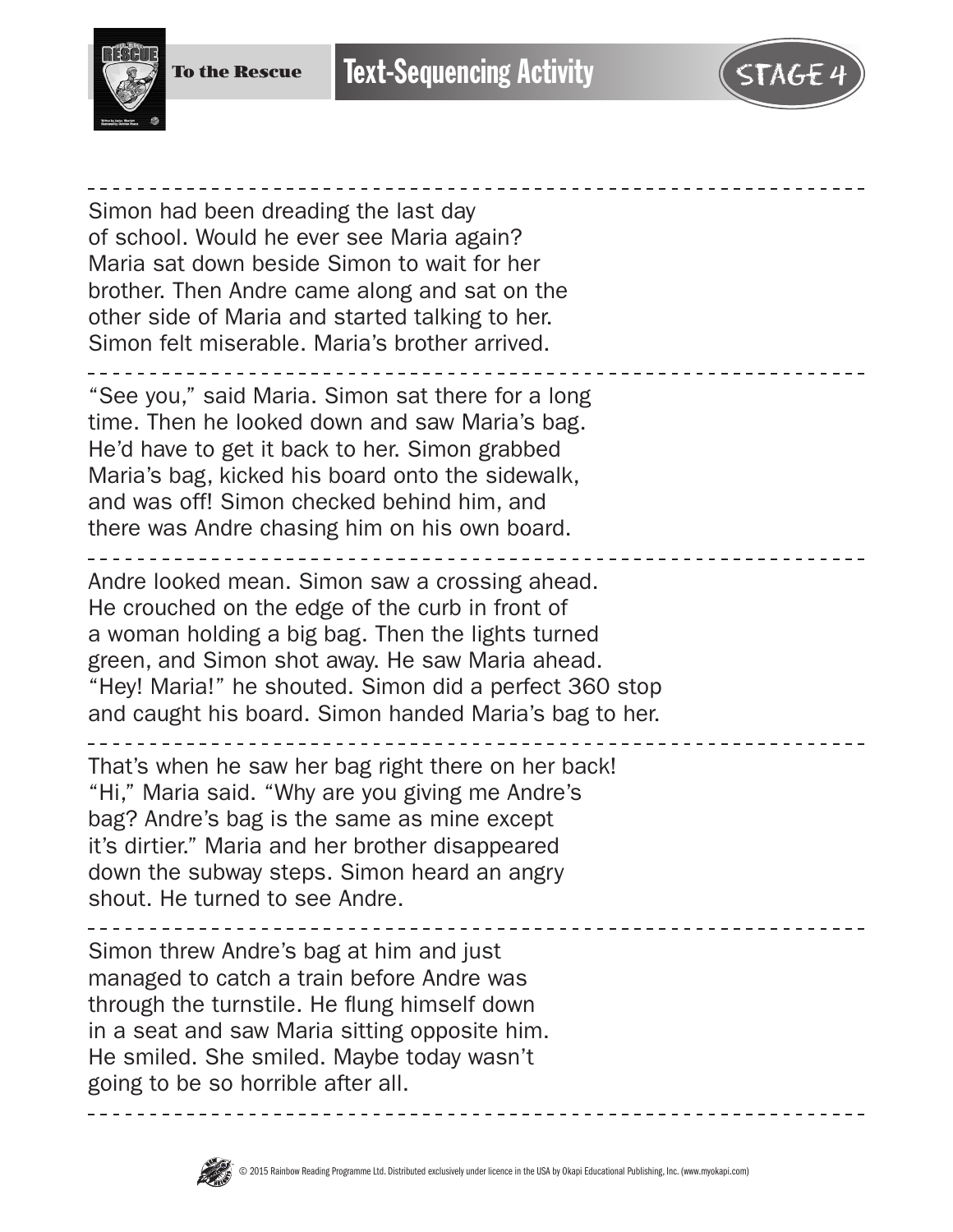To the Rescue

# Text-Sequencing Activity

STAGE 4

---

Simon had been dreading the last day of school. Would he ever see Maria again? Maria sat down beside Simon to wait for her brother. Then Andre came along and sat on the other side of Maria and started talking to her. Simon felt miserable. Maria's brother arrived.

---

"See you," said Maria. Simon sat there for a long time. Then he looked down and saw Maria's bag. He'd have to get it back to her. Simon grabbed Maria's bag, kicked his board onto the sidewalk, and was off! Simon checked behind him, and there was Andre chasing him on his own board.

---

Andre looked mean. Simon saw a crossing ahead. He crouched on the edge of the curb in front of a woman holding a big bag. Then the lights turned green, and Simon shot away. He saw Maria ahead. "Hey! Maria!" he shouted. Simon did a perfect 360 stop and caught his board. Simon handed Maria's bag to her.

---

That's when he saw her bag right there on her back! "Hi," Maria said. "Why are you giving me Andre's bag? Andre's bag is the same as mine except it's dirtier." Maria and her brother disappeared down the subway steps. Simon heard an angry shout. He turned to see Andre.

---

Simon threw Andre's bag at him and just managed to catch a train before Andre was through the turnstile. He flung himself down in a seat and saw Maria sitting opposite him. He smiled. She smiled. Maybe today wasn't going to be so horrible after all.

---

© 2015 Rainbow Reading Programme Ltd. Distributed exclusively under licence in the USA by Okapi Educational Publishing, Inc. (www.myokapi.com)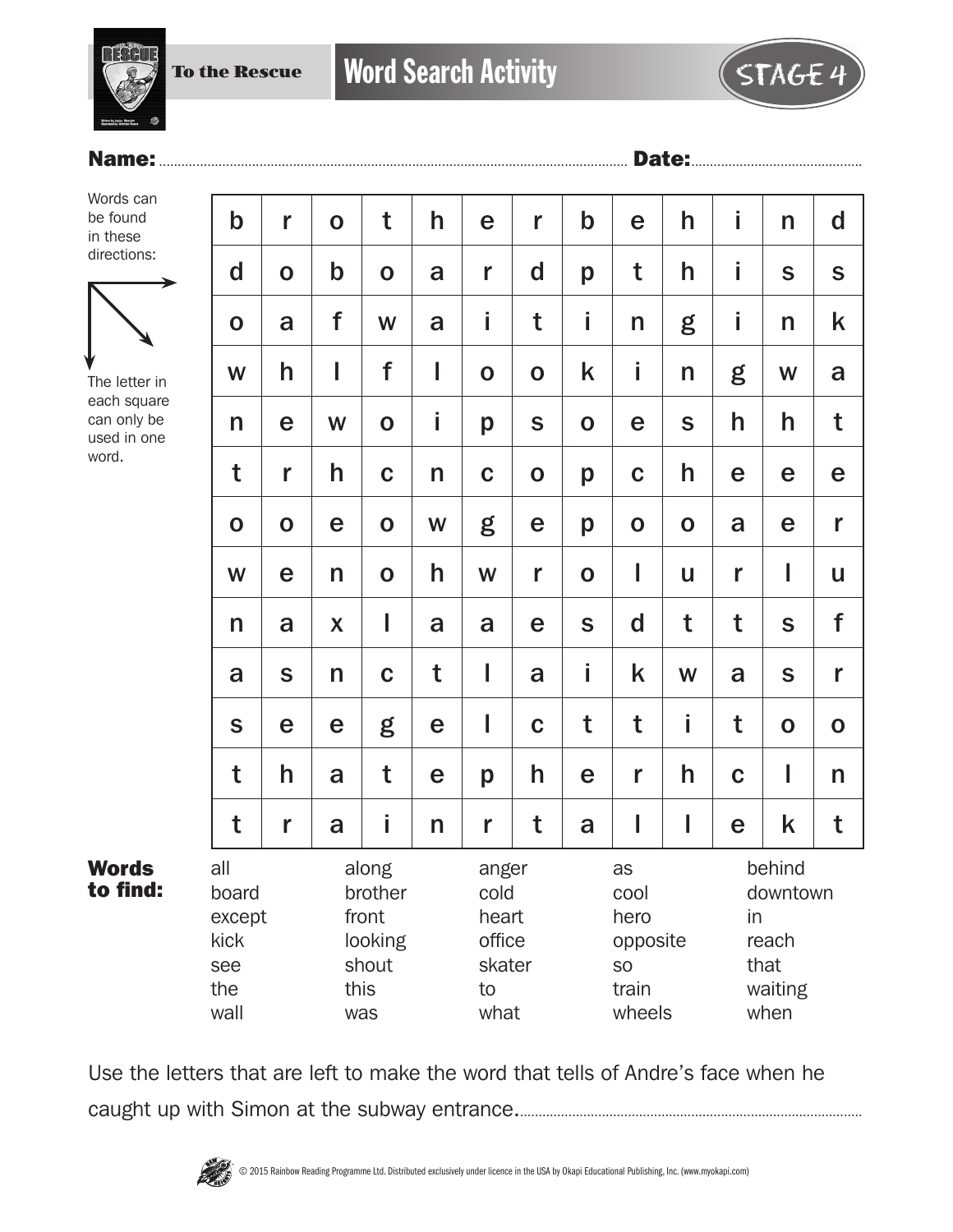To the Rescue

# Word Search Activity

STAGE 4

**Name:** ............................................................ **Date:** ..............................

Words can be found in these directions: → ↘ ↓

The letter in each square can only be used in one word.

| | | | | | | | | | | | | |
|---|---|---|---|---|---|---|---|---|---|---|---|---|
| b | r | o | t | h | e | r | b | e | h | i | n | d |
| d | o | b | o | a | r | d | p | t | h | i | s | s |
| o | a | f | w | a | i | t | i | n | g | i | n | k |
| w | h | l | f | l | o | o | k | i | n | g | w | a |
| n | e | w | o | i | p | s | o | e | s | h | h | t |
| t | r | h | c | n | c | o | p | c | h | e | e | e |
| o | o | e | o | w | g | e | p | o | o | a | e | r |
| w | e | n | o | h | w | r | o | l | u | r | l | u |
| n | a | x | l | a | a | e | s | d | t | t | s | f |
| a | s | n | c | t | l | a | i | k | w | a | s | r |
| s | e | e | g | e | l | c | t | t | i | t | o | o |
| t | h | a | t | e | p | h | e | r | h | c | l | n |
| t | r | a | i | n | r | t | a | l | l | e | k | t |

**Words to find:**

| | | | | |
|---|---|---|---|---|
| all | along | anger | as | behind |
| board | brother | cold | cool | downtown |
| except | front | heart | hero | in |
| kick | looking | office | opposite | reach |
| see | shout | skater | so | that |
| the | this | to | train | waiting |
| wall | was | what | wheels | when |

Use the letters that are left to make the word that tells of Andre's face when he caught up with Simon at the subway entrance. ..............................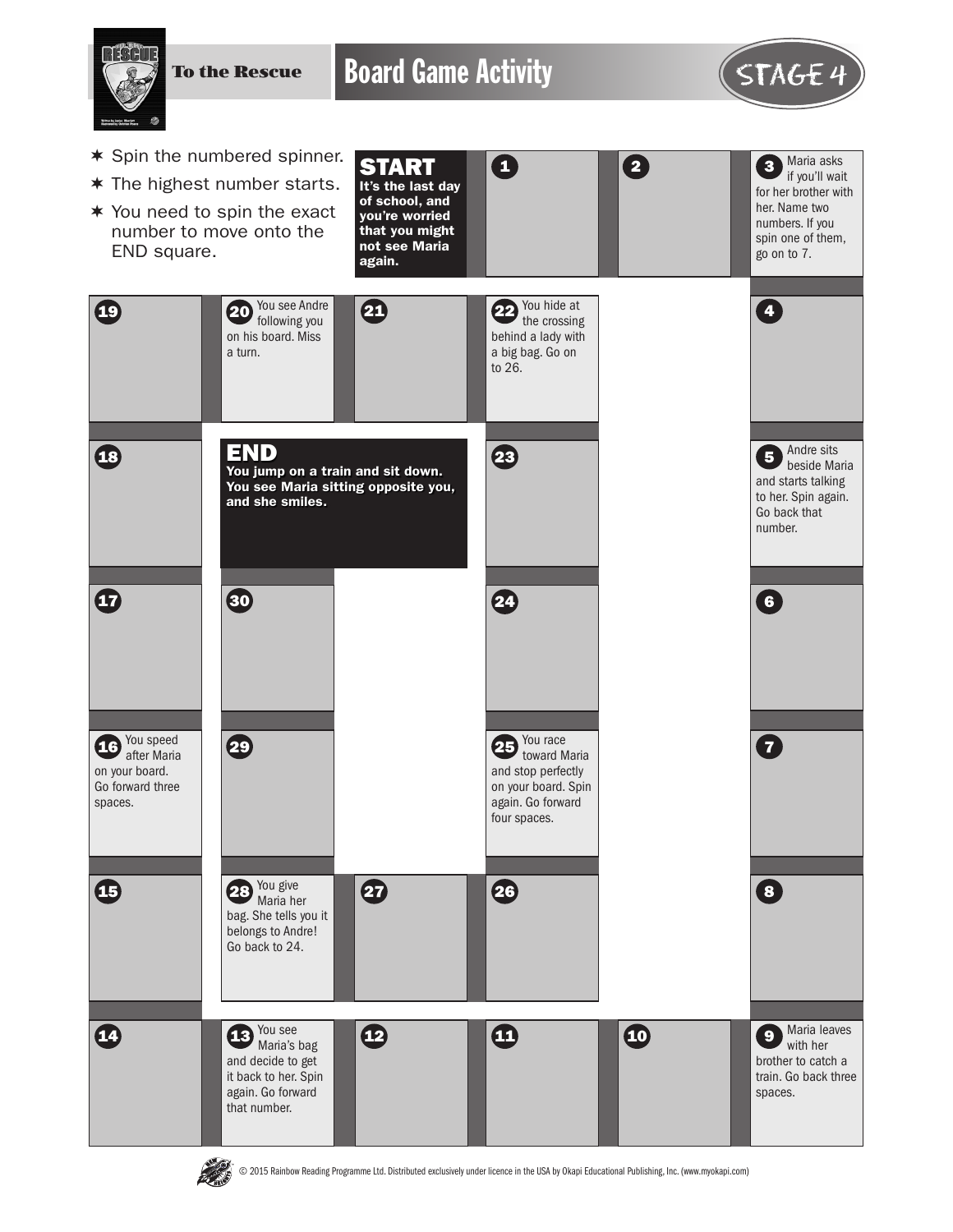To the Rescue

# Board Game Activity

STAGE 4

- Spin the numbered spinner.
- The highest number starts.
- You need to spin the exact number to move onto the END square.

**START**
**It's the last day of school, and you're worried that you might not see Maria again.**

1

2

3 Maria asks if you'll wait for her brother with her. Name two numbers. If you spin one of them, go on to 7.

4

5 Andre sits beside Maria and starts talking to her. Spin again. Go back that number.

6

7

8

9 Maria leaves with her brother to catch a train. Go back three spaces.

10

11

12

13 You see Maria's bag and decide to get it back to her. Spin again. Go forward that number.

14

15

16 You speed after Maria on your board. Go forward three spaces.

17

18

19

20 You see Andre following you on his board. Miss a turn.

21

22 You hide at the crossing behind a lady with a big bag. Go on to 26.

23

24

25 You race toward Maria and stop perfectly on your board. Spin again. Go forward four spaces.

26

27

28 You give Maria her bag. She tells you it belongs to Andre! Go back to 24.

29

30

**END**
**You jump on a train and sit down. You see Maria sitting opposite you, and she smiles.**

© 2015 Rainbow Reading Programme Ltd. Distributed exclusively under licence in the USA by Okapi Educational Publishing, Inc. (www.myokapi.com)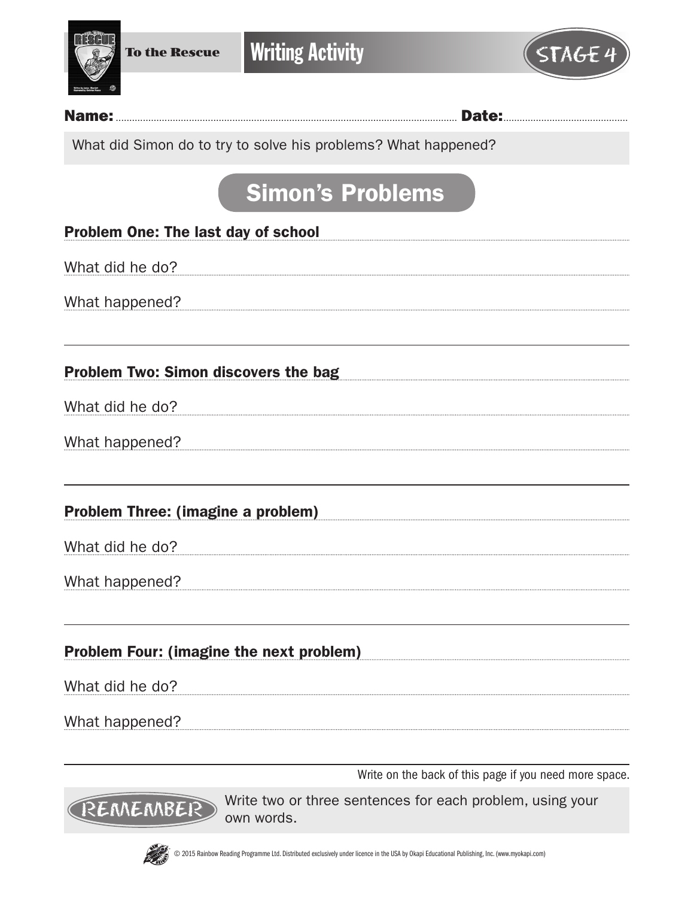To the Rescue

## Writing Activity

STAGE 4

**Name:** ............................................................ **Date:** ....................................

What did Simon do to try to solve his problems? What happened?

# Simon's Problems

**Problem One: The last day of school**

What did he do?

What happened?

---

**Problem Two: Simon discovers the bag**

What did he do?

What happened?

---

**Problem Three: (imagine a problem)**

What did he do?

What happened?

---

**Problem Four: (imagine the next problem)**

What did he do?

What happened?

---

Write on the back of this page if you need more space.

REMEMBER Write two or three sentences for each problem, using your own words.

© 2015 Rainbow Reading Programme Ltd. Distributed exclusively under licence in the USA by Okapi Educational Publishing, Inc. (www.myokapi.com)